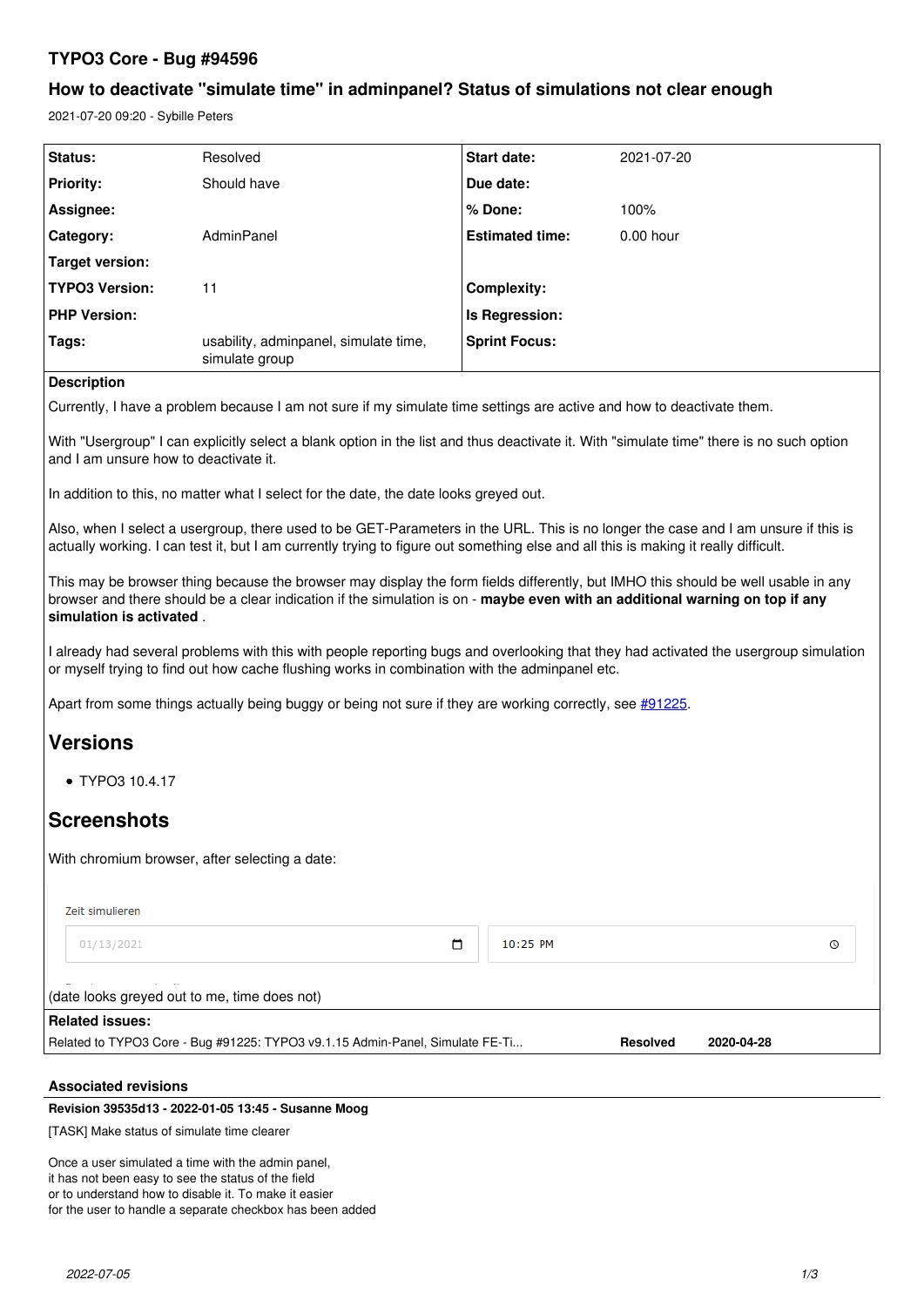# TYPO3 Core - Bug #94596

## How to deactivate "simulate time" in adminpanel? Status of simulations not clear enough

2021-07-20 09:20 - Sybille Peters

| Status: | Resolved | Start date: | 2021-07-20 |
|---|---|---|---|
| Priority: | Should have | Due date: | |
| Assignee: | | % Done: | 100% |
| Category: | AdminPanel | Estimated time: | 0.00 hour |
| Target version: | | | |
| TYPO3 Version: | 11 | Complexity: | |
| PHP Version: | | Is Regression: | |
| Tags: | usability, adminpanel, simulate time, simulate group | Sprint Focus: | |

**Description**

Currently, I have a problem because I am not sure if my simulate time settings are active and how to deactivate them.

With "Usergroup" I can explicitly select a blank option in the list and thus deactivate it. With "simulate time" there is no such option and I am unsure how to deactivate it.

In addition to this, no matter what I select for the date, the date looks greyed out.

Also, when I select a usergroup, there used to be GET-Parameters in the URL. This is no longer the case and I am unsure if this is actually working. I can test it, but I am currently trying to figure out something else and all this is making it really difficult.

This may be browser thing because the browser may display the form fields differently, but IMHO this should be well usable in any browser and there should be a clear indication if the simulation is on - **maybe even with an additional warning on top if any simulation is activated** .

I already had several problems with this with people reporting bugs and overlooking that they had activated the usergroup simulation or myself trying to find out how cache flushing works in combination with the adminpanel etc.

Apart from some things actually being buggy or being not sure if they are working correctly, see #91225.

# Versions

- TYPO3 10.4.17

# Screenshots

With chromium browser, after selecting a date:

Zeit simulieren

01/13/2021 | 10:25 PM

(date looks greyed out to me, time does not)

**Related issues:**

| Related to TYPO3 Core - Bug #91225: TYPO3 v9.1.15 Admin-Panel, Simulate FE-Ti... | Resolved | 2020-04-28 |
|---|---|---|

### Associated revisions

**Revision 39535d13 - 2022-01-05 13:45 - Susanne Moog**

[TASK] Make status of simulate time clearer

Once a user simulated a time with the admin panel,
it has not been easy to see the status of the field
or to understand how to disable it. To make it easier
for the user to handle a separate checkbox has been added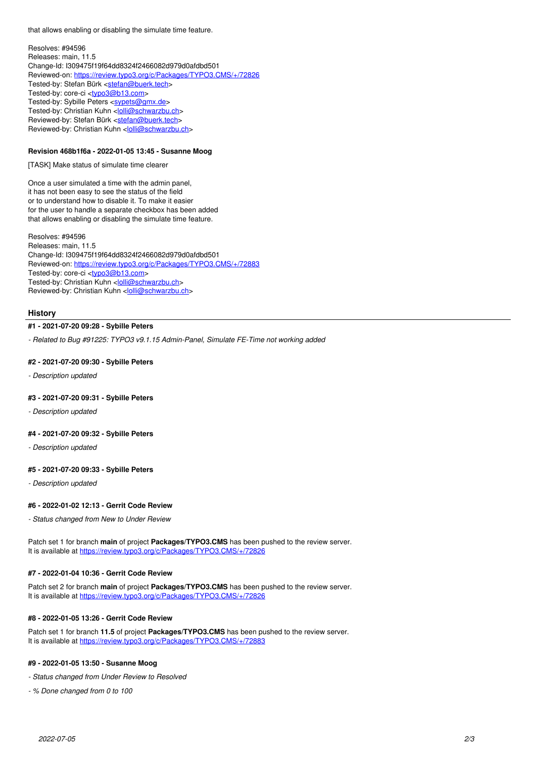that allows enabling or disabling the simulate time feature.

Resolves: #94596
Releases: main, 11.5
Change-Id: I309475f19f64dd8324f2466082d979d0afdbd501
Reviewed-on: https://review.typo3.org/c/Packages/TYPO3.CMS/+/72826
Tested-by: Stefan Bürk <stefan@buerk.tech>
Tested-by: core-ci <typo3@b13.com>
Tested-by: Sybille Peters <sypets@gmx.de>
Tested-by: Christian Kuhn <lolli@schwarzbu.ch>
Reviewed-by: Stefan Bürk <stefan@buerk.tech>
Reviewed-by: Christian Kuhn <lolli@schwarzbu.ch>

#### Revision 468b1f6a - 2022-01-05 13:45 - Susanne Moog

[TASK] Make status of simulate time clearer

Once a user simulated a time with the admin panel,
it has not been easy to see the status of the field
or to understand how to disable it. To make it easier
for the user to handle a separate checkbox has been added
that allows enabling or disabling the simulate time feature.

Resolves: #94596
Releases: main, 11.5
Change-Id: I309475f19f64dd8324f2466082d979d0afdbd501
Reviewed-on: https://review.typo3.org/c/Packages/TYPO3.CMS/+/72883
Tested-by: core-ci <typo3@b13.com>
Tested-by: Christian Kuhn <lolli@schwarzbu.ch>
Reviewed-by: Christian Kuhn <lolli@schwarzbu.ch>

## History

#### #1 - 2021-07-20 09:28 - Sybille Peters

*- Related to Bug #91225: TYPO3 v9.1.15 Admin-Panel, Simulate FE-Time not working added*

#### #2 - 2021-07-20 09:30 - Sybille Peters

*- Description updated*

#### #3 - 2021-07-20 09:31 - Sybille Peters

*- Description updated*

#### #4 - 2021-07-20 09:32 - Sybille Peters

*- Description updated*

#### #5 - 2021-07-20 09:33 - Sybille Peters

*- Description updated*

#### #6 - 2022-01-02 12:13 - Gerrit Code Review

*- Status changed from New to Under Review*

Patch set 1 for branch **main** of project **Packages/TYPO3.CMS** has been pushed to the review server.
It is available at https://review.typo3.org/c/Packages/TYPO3.CMS/+/72826

#### #7 - 2022-01-04 10:36 - Gerrit Code Review

Patch set 2 for branch **main** of project **Packages/TYPO3.CMS** has been pushed to the review server.
It is available at https://review.typo3.org/c/Packages/TYPO3.CMS/+/72826

#### #8 - 2022-01-05 13:26 - Gerrit Code Review

Patch set 1 for branch **11.5** of project **Packages/TYPO3.CMS** has been pushed to the review server.
It is available at https://review.typo3.org/c/Packages/TYPO3.CMS/+/72883

#### #9 - 2022-01-05 13:50 - Susanne Moog

*- Status changed from Under Review to Resolved*

*- % Done changed from 0 to 100*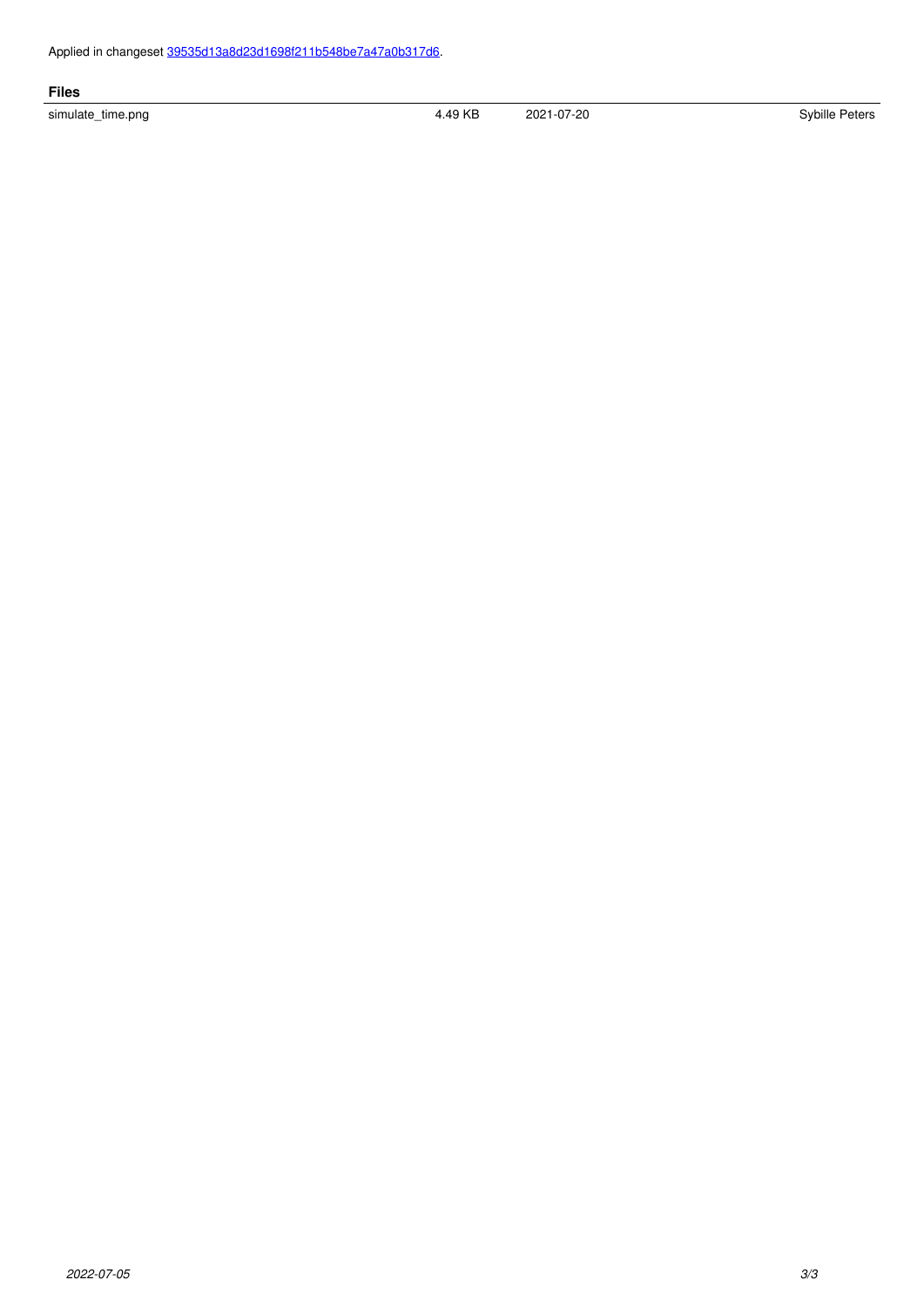Applied in changeset [39535d13a8d23d1698f211b548be7a47a0b317d6](39535d13a8d23d1698f211b548be7a47a0b317d6).

## Files

| | | | |
|---|---|---|---|
| simulate_time.png | 4.49 KB | 2021-07-20 | Sybille Peters |